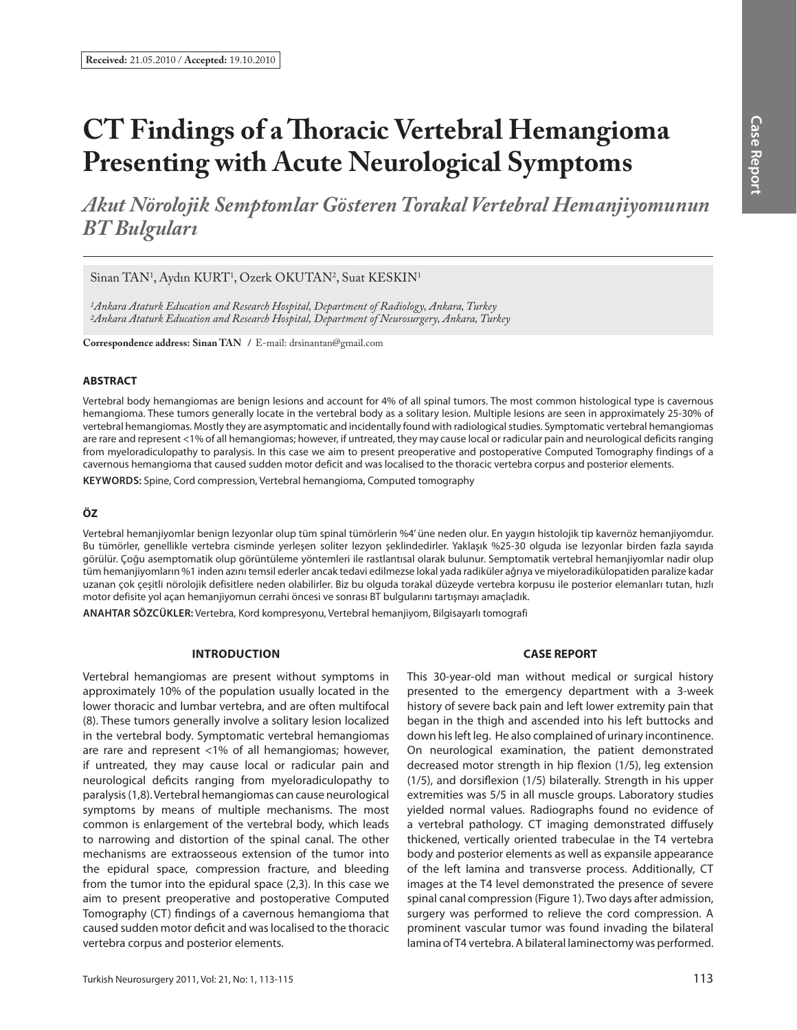**Received:** 21.05.2010 / **Accepted:** 19.10.2010

# CT Findings of a Thoracic Vertebral Hemangioma Presenting with Acute Neurological Symptoms

## *Akut Nörolojik Semptomlar Gösteren Torakal Vertebral Hemanjiyomunun BT Bulguları*

Sinan TAN[1], Aydın KURT[1], Ozerk OKUTAN[2], Suat KESKIN[1]

*[1]Ankara Ataturk Education and Research Hospital, Department of Radiology, Ankara, Turkey*
*[2]Ankara Ataturk Education and Research Hospital, Department of Neurosurgery, Ankara, Turkey*

**Correspondence address: Sinan TAN** / E-mail: drsinantan@gmail.com

### ABSTRACT

Vertebral body hemangiomas are benign lesions and account for 4% of all spinal tumors. The most common histological type is cavernous hemangioma. These tumors generally locate in the vertebral body as a solitary lesion. Multiple lesions are seen in approximately 25-30% of vertebral hemangiomas. Mostly they are asymptomatic and incidentally found with radiological studies. Symptomatic vertebral hemangiomas are rare and represent <1% of all hemangiomas; however, if untreated, they may cause local or radicular pain and neurological deficits ranging from myeloradiculopathy to paralysis. In this case we aim to present preoperative and postoperative Computed Tomography findings of a cavernous hemangioma that caused sudden motor deficit and was localised to the thoracic vertebra corpus and posterior elements.

**KEYWORDS:** Spine, Cord compression, Vertebral hemangioma, Computed tomography

### ÖZ

Vertebral hemanjiyomlar benign lezyonlar olup tüm spinal tümörlerin %4' üne neden olur. En yaygın histolojik tip kavernöz hemanjiyomdur. Bu tümörler, genellikle vertebra cisminde yerleşen soliter lezyon şeklindedirler. Yaklaşık %25-30 olguda ise lezyonlar birden fazla sayıda görülür. Çoğu asemptomatik olup görüntüleme yöntemleri ile rastlantısal olarak bulunur. Semptomatik vertebral hemanjiyomlar nadir olup tüm hemanjiyomların %1 inden azını temsil ederler ancak tedavi edilmezse lokal yada radiküler ağrıya ve miyeloradikülopatiden paralize kadar uzanan çok çeşitli nörolojik defisitlere neden olabilirler. Biz bu olguda torakal düzeyde vertebra korpusu ile posterior elemanları tutan, hızlı motor defisite yol açan hemanjiyomun cerrahi öncesi ve sonrası BT bulgularını tartışmayı amaçladık.

**ANAHTAR SÖZCÜKLER:** Vertebra, Kord kompresyonu, Vertebral hemanjiyom, Bilgisayarlı tomografi

### INTRODUCTION

Vertebral hemangiomas are present without symptoms in approximately 10% of the population usually located in the lower thoracic and lumbar vertebra, and are often multifocal (8). These tumors generally involve a solitary lesion localized in the vertebral body. Symptomatic vertebral hemangiomas are rare and represent <1% of all hemangiomas; however, if untreated, they may cause local or radicular pain and neurological deficits ranging from myeloradiculopathy to paralysis (1,8). Vertebral hemangiomas can cause neurological symptoms by means of multiple mechanisms. The most common is enlargement of the vertebral body, which leads to narrowing and distortion of the spinal canal. The other mechanisms are extraosseous extension of the tumor into the epidural space, compression fracture, and bleeding from the tumor into the epidural space (2,3). In this case we aim to present preoperative and postoperative Computed Tomography (CT) findings of a cavernous hemangioma that caused sudden motor deficit and was localised to the thoracic vertebra corpus and posterior elements.

### CASE REPORT

This 30-year-old man without medical or surgical history presented to the emergency department with a 3-week history of severe back pain and left lower extremity pain that began in the thigh and ascended into his left buttocks and down his left leg. He also complained of urinary incontinence. On neurological examination, the patient demonstrated decreased motor strength in hip flexion (1/5), leg extension (1/5), and dorsiflexion (1/5) bilaterally. Strength in his upper extremities was 5/5 in all muscle groups. Laboratory studies yielded normal values. Radiographs found no evidence of a vertebral pathology. CT imaging demonstrated diffusely thickened, vertically oriented trabeculae in the T4 vertebra body and posterior elements as well as expansile appearance of the left lamina and transverse process. Additionally, CT images at the T4 level demonstrated the presence of severe spinal canal compression (Figure 1). Two days after admission, surgery was performed to relieve the cord compression. A prominent vascular tumor was found invading the bilateral lamina of T4 vertebra. A bilateral laminectomy was performed.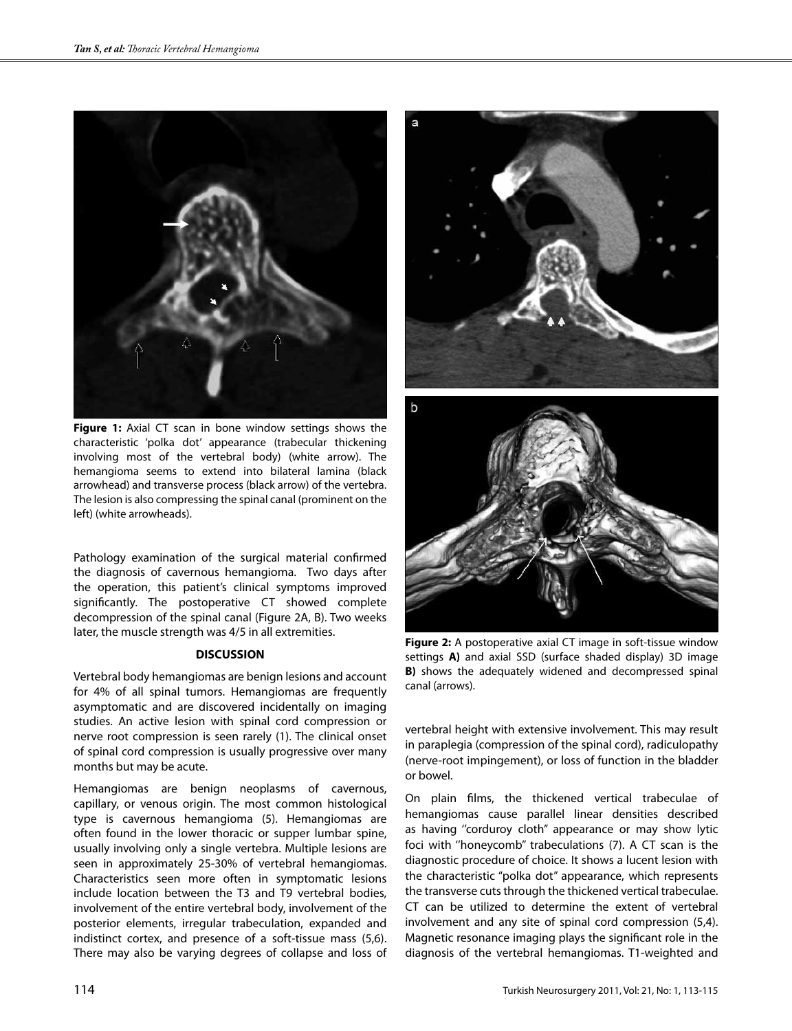**Figure 1:** Axial CT scan in bone window settings shows the characteristic 'polka dot' appearance (trabecular thickening involving most of the vertebral body) (white arrow). The hemangioma seems to extend into bilateral lamina (black arrowhead) and transverse process (black arrow) of the vertebra. The lesion is also compressing the spinal canal (prominent on the left) (white arrowheads).

Pathology examination of the surgical material confirmed the diagnosis of cavernous hemangioma. Two days after the operation, this patient's clinical symptoms improved significantly. The postoperative CT showed complete decompression of the spinal canal (Figure 2A, B). Two weeks later, the muscle strength was 4/5 in all extremities.

**Figure 2:** A postoperative axial CT image in soft-tissue window settings **A)** and axial SSD (surface shaded display) 3D image **B)** shows the adequately widened and decompressed spinal canal (arrows).

## DISCUSSION

Vertebral body hemangiomas are benign lesions and account for 4% of all spinal tumors. Hemangiomas are frequently asymptomatic and are discovered incidentally on imaging studies. An active lesion with spinal cord compression or nerve root compression is seen rarely (1). The clinical onset of spinal cord compression is usually progressive over many months but may be acute.

Hemangiomas are benign neoplasms of cavernous, capillary, or venous origin. The most common histological type is cavernous hemangioma (5). Hemangiomas are often found in the lower thoracic or supper lumbar spine, usually involving only a single vertebra. Multiple lesions are seen in approximately 25-30% of vertebral hemangiomas. Characteristics seen more often in symptomatic lesions include location between the T3 and T9 vertebral bodies, involvement of the entire vertebral body, involvement of the posterior elements, irregular trabeculation, expanded and indistinct cortex, and presence of a soft-tissue mass (5,6). There may also be varying degrees of collapse and loss of vertebral height with extensive involvement. This may result in paraplegia (compression of the spinal cord), radiculopathy (nerve-root impingement), or loss of function in the bladder or bowel.

On plain films, the thickened vertical trabeculae of hemangiomas cause parallel linear densities described as having "corduroy cloth" appearance or may show lytic foci with "honeycomb" trabeculations (7). A CT scan is the diagnostic procedure of choice. It shows a lucent lesion with the characteristic "polka dot" appearance, which represents the transverse cuts through the thickened vertical trabeculae. CT can be utilized to determine the extent of vertebral involvement and any site of spinal cord compression (5,4). Magnetic resonance imaging plays the significant role in the diagnosis of the vertebral hemangiomas. T1-weighted and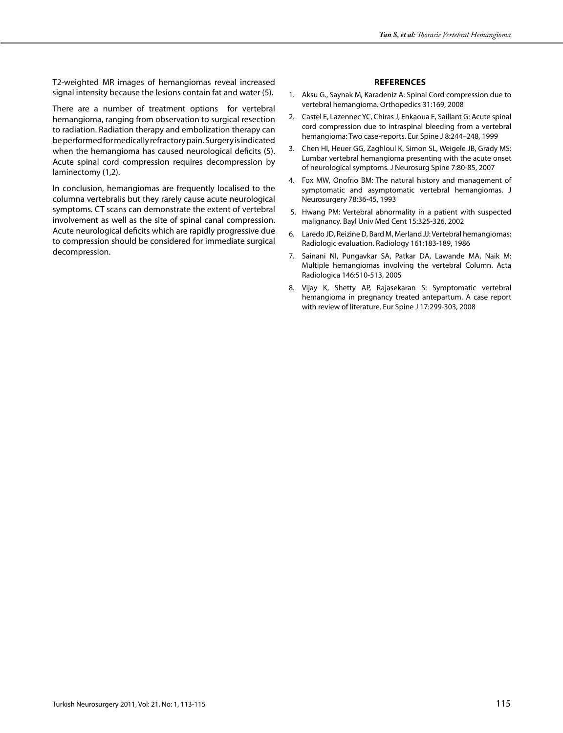T2-weighted MR images of hemangiomas reveal increased signal intensity because the lesions contain fat and water (5).

There are a number of treatment options for vertebral hemangioma, ranging from observation to surgical resection to radiation. Radiation therapy and embolization therapy can be performed for medically refractory pain. Surgery is indicated when the hemangioma has caused neurological deficits (5). Acute spinal cord compression requires decompression by laminectomy (1,2).

In conclusion, hemangiomas are frequently localised to the columna vertebralis but they rarely cause acute neurological symptoms. CT scans can demonstrate the extent of vertebral involvement as well as the site of spinal canal compression. Acute neurological deficits which are rapidly progressive due to compression should be considered for immediate surgical decompression.

## REFERENCES

1. Aksu G., Saynak M, Karadeniz A: Spinal Cord compression due to vertebral hemangioma. Orthopedics 31:169, 2008
2. Castel E, Lazennec YC, Chiras J, Enkaoua E, Saillant G: Acute spinal cord compression due to intraspinal bleeding from a vertebral hemangioma: Two case-reports. Eur Spine J 8:244–248, 1999
3. Chen HI, Heuer GG, Zaghloul K, Simon SL, Weigele JB, Grady MS: Lumbar vertebral hemangioma presenting with the acute onset of neurological symptoms. J Neurosurg Spine 7:80-85, 2007
4. Fox MW, Onofrio BM: The natural history and management of symptomatic and asymptomatic vertebral hemangiomas. J Neurosurgery 78:36-45, 1993
5. Hwang PM: Vertebral abnormality in a patient with suspected malignancy. Bayl Univ Med Cent 15:325-326, 2002
6. Laredo JD, Reizine D, Bard M, Merland JJ: Vertebral hemangiomas: Radiologic evaluation. Radiology 161:183-189, 1986
7. Sainani NI, Pungavkar SA, Patkar DA, Lawande MA, Naik M: Multiple hemangiomas involving the vertebral Column. Acta Radiologica 146:510-513, 2005
8. Vijay K, Shetty AP, Rajasekaran S: Symptomatic vertebral hemangioma in pregnancy treated antepartum. A case report with review of literature. Eur Spine J 17:299-303, 2008